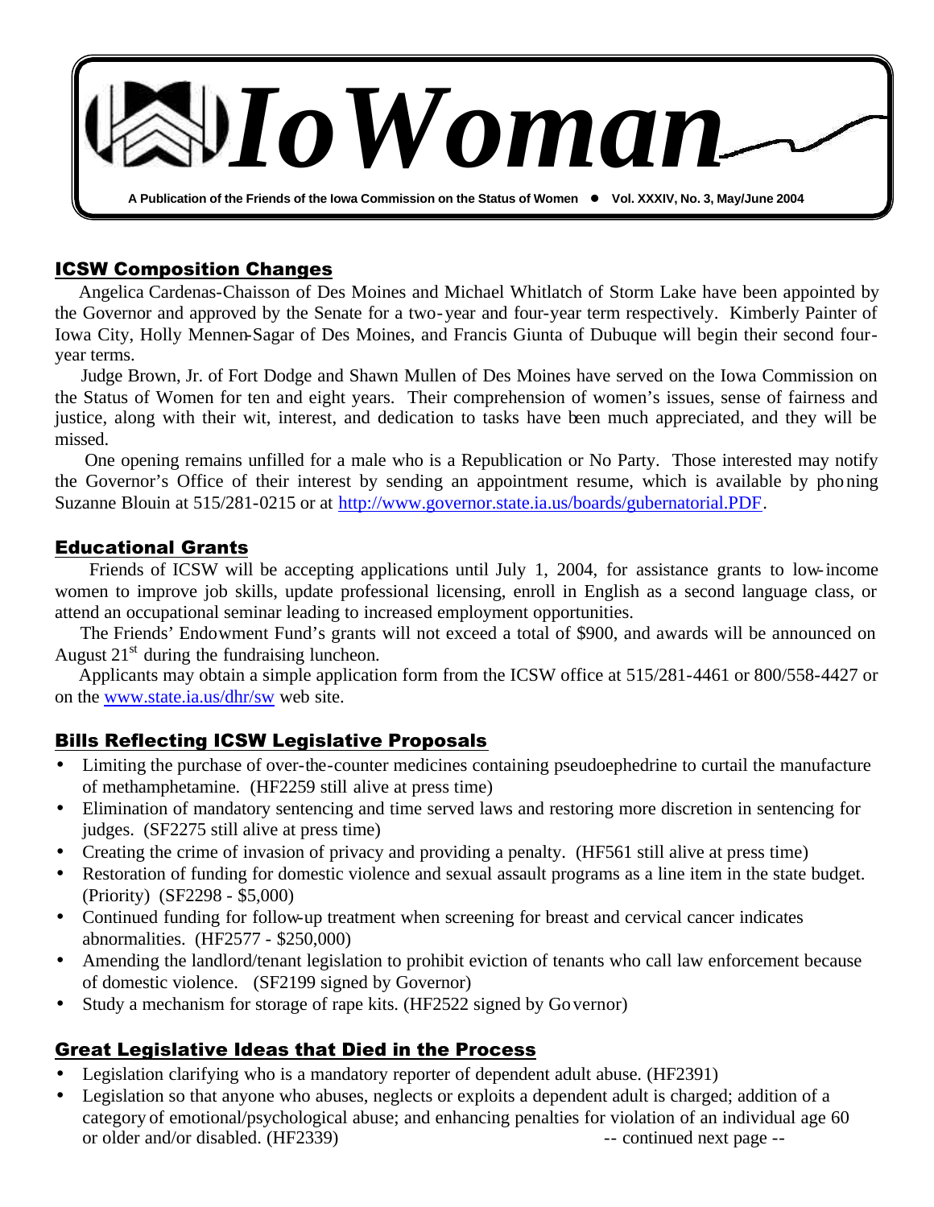# IoWoman

A Publication of the Friends of the Iowa Commission on the Status of Women ● Vol. XXXIV, No. 3, May/June 2004

## ICSW Composition Changes

Angelica Cardenas-Chaisson of Des Moines and Michael Whitlatch of Storm Lake have been appointed by the Governor and approved by the Senate for a two-year and four-year term respectively. Kimberly Painter of Iowa City, Holly Mennen-Sagar of Des Moines, and Francis Giunta of Dubuque will begin their second four-year terms.

Judge Brown, Jr. of Fort Dodge and Shawn Mullen of Des Moines have served on the Iowa Commission on the Status of Women for ten and eight years. Their comprehension of women's issues, sense of fairness and justice, along with their wit, interest, and dedication to tasks have been much appreciated, and they will be missed.

One opening remains unfilled for a male who is a Republication or No Party. Those interested may notify the Governor's Office of their interest by sending an appointment resume, which is available by phoning Suzanne Blouin at 515/281-0215 or at http://www.governor.state.ia.us/boards/gubernatorial.PDF.

## Educational Grants

Friends of ICSW will be accepting applications until July 1, 2004, for assistance grants to low-income women to improve job skills, update professional licensing, enroll in English as a second language class, or attend an occupational seminar leading to increased employment opportunities.

The Friends' Endowment Fund's grants will not exceed a total of $900, and awards will be announced on August 21st during the fundraising luncheon.

Applicants may obtain a simple application form from the ICSW office at 515/281-4461 or 800/558-4427 or on the www.state.ia.us/dhr/sw web site.

## Bills Reflecting ICSW Legislative Proposals

- Limiting the purchase of over-the-counter medicines containing pseudoephedrine to curtail the manufacture of methamphetamine. (HF2259 still alive at press time)
- Elimination of mandatory sentencing and time served laws and restoring more discretion in sentencing for judges. (SF2275 still alive at press time)
- Creating the crime of invasion of privacy and providing a penalty. (HF561 still alive at press time)
- Restoration of funding for domestic violence and sexual assault programs as a line item in the state budget. (Priority) (SF2298 - $5,000)
- Continued funding for follow-up treatment when screening for breast and cervical cancer indicates abnormalities. (HF2577 - $250,000)
- Amending the landlord/tenant legislation to prohibit eviction of tenants who call law enforcement because of domestic violence. (SF2199 signed by Governor)
- Study a mechanism for storage of rape kits. (HF2522 signed by Governor)

## Great Legislative Ideas that Died in the Process

- Legislation clarifying who is a mandatory reporter of dependent adult abuse. (HF2391)
- Legislation so that anyone who abuses, neglects or exploits a dependent adult is charged; addition of a category of emotional/psychological abuse; and enhancing penalties for violation of an individual age 60 or older and/or disabled. (HF2339)

-- continued next page --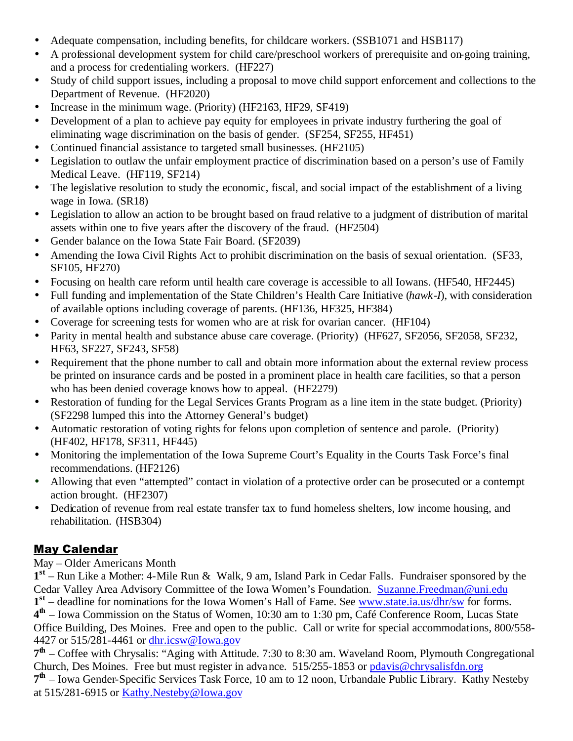- Adequate compensation, including benefits, for childcare workers. (SSB1071 and HSB117)
- A professional development system for child care/preschool workers of prerequisite and on-going training, and a process for credentialing workers. (HF227)
- Study of child support issues, including a proposal to move child support enforcement and collections to the Department of Revenue. (HF2020)
- Increase in the minimum wage. (Priority) (HF2163, HF29, SF419)
- Development of a plan to achieve pay equity for employees in private industry furthering the goal of eliminating wage discrimination on the basis of gender. (SF254, SF255, HF451)
- Continued financial assistance to targeted small businesses. (HF2105)
- Legislation to outlaw the unfair employment practice of discrimination based on a person's use of Family Medical Leave. (HF119, SF214)
- The legislative resolution to study the economic, fiscal, and social impact of the establishment of a living wage in Iowa. (SR18)
- Legislation to allow an action to be brought based on fraud relative to a judgment of distribution of marital assets within one to five years after the discovery of the fraud. (HF2504)
- Gender balance on the Iowa State Fair Board. (SF2039)
- Amending the Iowa Civil Rights Act to prohibit discrimination on the basis of sexual orientation. (SF33, SF105, HF270)
- Focusing on health care reform until health care coverage is accessible to all Iowans. (HF540, HF2445)
- Full funding and implementation of the State Children's Health Care Initiative (*hawk-I*), with consideration of available options including coverage of parents. (HF136, HF325, HF384)
- Coverage for screening tests for women who are at risk for ovarian cancer. (HF104)
- Parity in mental health and substance abuse care coverage. (Priority) (HF627, SF2056, SF2058, SF232, HF63, SF227, SF243, SF58)
- Requirement that the phone number to call and obtain more information about the external review process be printed on insurance cards and be posted in a prominent place in health care facilities, so that a person who has been denied coverage knows how to appeal. (HF2279)
- Restoration of funding for the Legal Services Grants Program as a line item in the state budget. (Priority) (SF2298 lumped this into the Attorney General's budget)
- Automatic restoration of voting rights for felons upon completion of sentence and parole. (Priority) (HF402, HF178, SF311, HF445)
- Monitoring the implementation of the Iowa Supreme Court's Equality in the Courts Task Force's final recommendations. (HF2126)
- Allowing that even "attempted" contact in violation of a protective order can be prosecuted or a contempt action brought. (HF2307)
- Dedication of revenue from real estate transfer tax to fund homeless shelters, low income housing, and rehabilitation. (HSB304)

## May Calendar

May – Older Americans Month

**1st** – Run Like a Mother: 4-Mile Run & Walk, 9 am, Island Park in Cedar Falls. Fundraiser sponsored by the Cedar Valley Area Advisory Committee of the Iowa Women's Foundation. Suzanne.Freedman@uni.edu

**1st** – deadline for nominations for the Iowa Women's Hall of Fame. See www.state.ia.us/dhr/sw for forms.

**4th** – Iowa Commission on the Status of Women, 10:30 am to 1:30 pm, Café Conference Room, Lucas State Office Building, Des Moines. Free and open to the public. Call or write for special accommodations, 800/558-4427 or 515/281-4461 or dhr.icsw@Iowa.gov

**7th** – Coffee with Chrysalis: "Aging with Attitude. 7:30 to 8:30 am. Waveland Room, Plymouth Congregational Church, Des Moines. Free but must register in advance. 515/255-1853 or pdavis@chrysalisfdn.org

**7th** – Iowa Gender-Specific Services Task Force, 10 am to 12 noon, Urbandale Public Library. Kathy Nesteby at 515/281-6915 or Kathy.Nesteby@Iowa.gov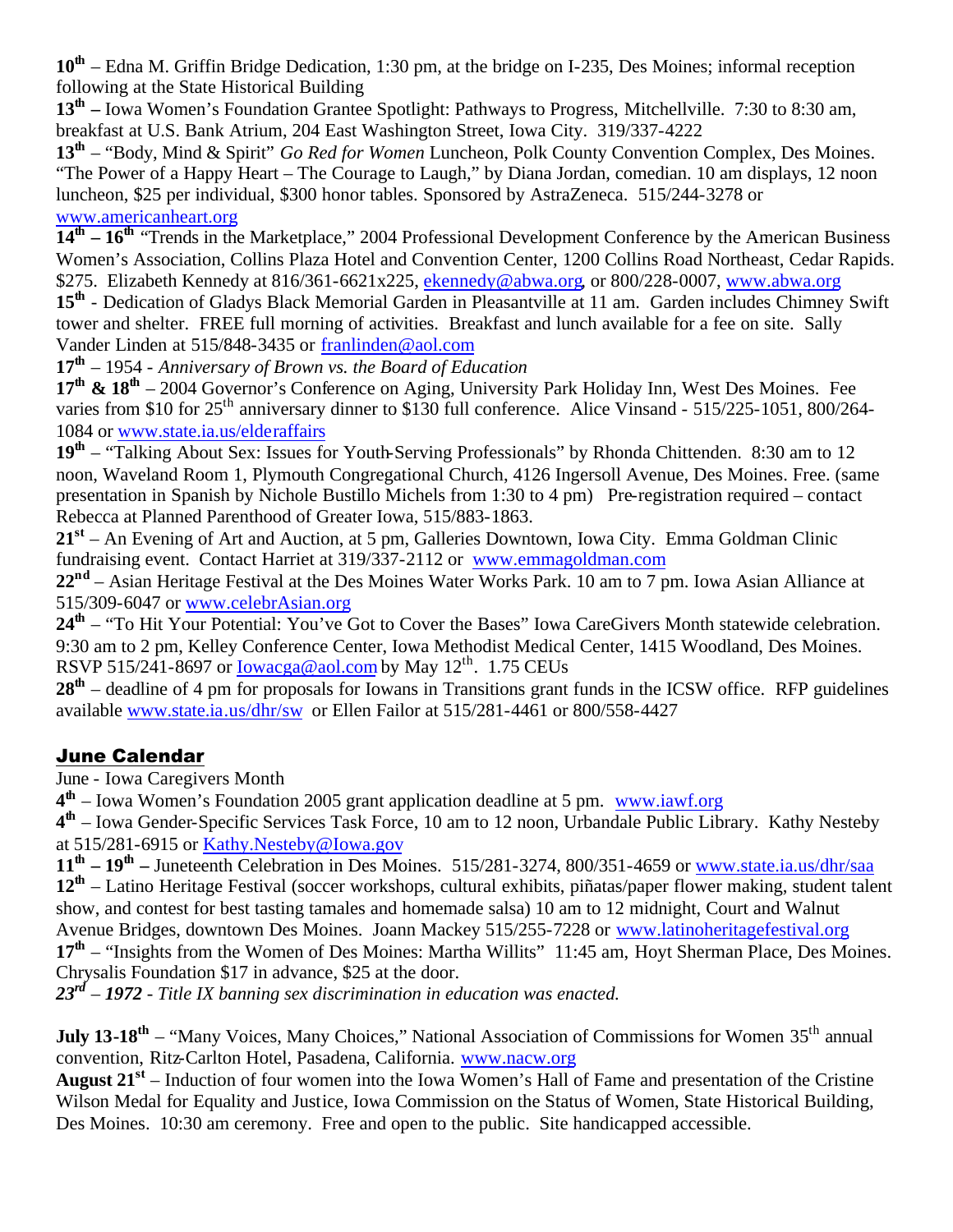**10th** – Edna M. Griffin Bridge Dedication, 1:30 pm, at the bridge on I-235, Des Moines; informal reception following at the State Historical Building

**13th –** Iowa Women's Foundation Grantee Spotlight: Pathways to Progress, Mitchellville. 7:30 to 8:30 am, breakfast at U.S. Bank Atrium, 204 East Washington Street, Iowa City. 319/337-4222

**13th** – "Body, Mind & Spirit" *Go Red for Women* Luncheon, Polk County Convention Complex, Des Moines. "The Power of a Happy Heart – The Courage to Laugh," by Diana Jordan, comedian. 10 am displays, 12 noon luncheon, $25 per individual, $300 honor tables. Sponsored by AstraZeneca. 515/244-3278 or www.americanheart.org

**14th – 16th** "Trends in the Marketplace," 2004 Professional Development Conference by the American Business Women's Association, Collins Plaza Hotel and Convention Center, 1200 Collins Road Northeast, Cedar Rapids. $275. Elizabeth Kennedy at 816/361-6621x225, ekennedy@abwa.org, or 800/228-0007, www.abwa.org

**15th** - Dedication of Gladys Black Memorial Garden in Pleasantville at 11 am. Garden includes Chimney Swift tower and shelter. FREE full morning of activities. Breakfast and lunch available for a fee on site. Sally Vander Linden at 515/848-3435 or franlinden@aol.com

**17th** – 1954 - *Anniversary of Brown vs. the Board of Education*

**17th & 18th** – 2004 Governor's Conference on Aging, University Park Holiday Inn, West Des Moines. Fee varies from $10 for 25th anniversary dinner to $130 full conference. Alice Vinsand - 515/225-1051, 800/264-1084 or www.state.ia.us/elderaffairs

**19th** – "Talking About Sex: Issues for Youth-Serving Professionals" by Rhonda Chittenden. 8:30 am to 12 noon, Waveland Room 1, Plymouth Congregational Church, 4126 Ingersoll Avenue, Des Moines. Free. (same presentation in Spanish by Nichole Bustillo Michels from 1:30 to 4 pm) Pre-registration required – contact Rebecca at Planned Parenthood of Greater Iowa, 515/883-1863.

**21st** – An Evening of Art and Auction, at 5 pm, Galleries Downtown, Iowa City. Emma Goldman Clinic fundraising event. Contact Harriet at 319/337-2112 or www.emmagoldman.com

**22nd** – Asian Heritage Festival at the Des Moines Water Works Park. 10 am to 7 pm. Iowa Asian Alliance at 515/309-6047 or www.celebrAsian.org

**24th** – "To Hit Your Potential: You've Got to Cover the Bases" Iowa CareGivers Month statewide celebration. 9:30 am to 2 pm, Kelley Conference Center, Iowa Methodist Medical Center, 1415 Woodland, Des Moines. RSVP 515/241-8697 or Iowacga@aol.com by May 12th. 1.75 CEUs

**28th** – deadline of 4 pm for proposals for Iowans in Transitions grant funds in the ICSW office. RFP guidelines available www.state.ia.us/dhr/sw or Ellen Failor at 515/281-4461 or 800/558-4427

## June Calendar

June - Iowa Caregivers Month

**4th** – Iowa Women's Foundation 2005 grant application deadline at 5 pm. www.iawf.org

**4th** – Iowa Gender-Specific Services Task Force, 10 am to 12 noon, Urbandale Public Library. Kathy Nesteby at 515/281-6915 or Kathy.Nesteby@Iowa.gov

**11th – 19th –** Juneteenth Celebration in Des Moines. 515/281-3274, 800/351-4659 or www.state.ia.us/dhr/saa

**12th** – Latino Heritage Festival (soccer workshops, cultural exhibits, piñatas/paper flower making, student talent show, and contest for best tasting tamales and homemade salsa) 10 am to 12 midnight, Court and Walnut Avenue Bridges, downtown Des Moines. Joann Mackey 515/255-7228 or www.latinoheritagefestival.org

**17th** – "Insights from the Women of Des Moines: Martha Willits" 11:45 am, Hoyt Sherman Place, Des Moines. Chrysalis Foundation $17 in advance, $25 at the door.

***23rd** – 1972 - Title IX banning sex discrimination in education was enacted.*

**July 13-18th** – "Many Voices, Many Choices," National Association of Commissions for Women 35th annual convention, Ritz-Carlton Hotel, Pasadena, California. www.nacw.org

**August 21st** – Induction of four women into the Iowa Women's Hall of Fame and presentation of the Cristine Wilson Medal for Equality and Justice, Iowa Commission on the Status of Women, State Historical Building, Des Moines. 10:30 am ceremony. Free and open to the public. Site handicapped accessible.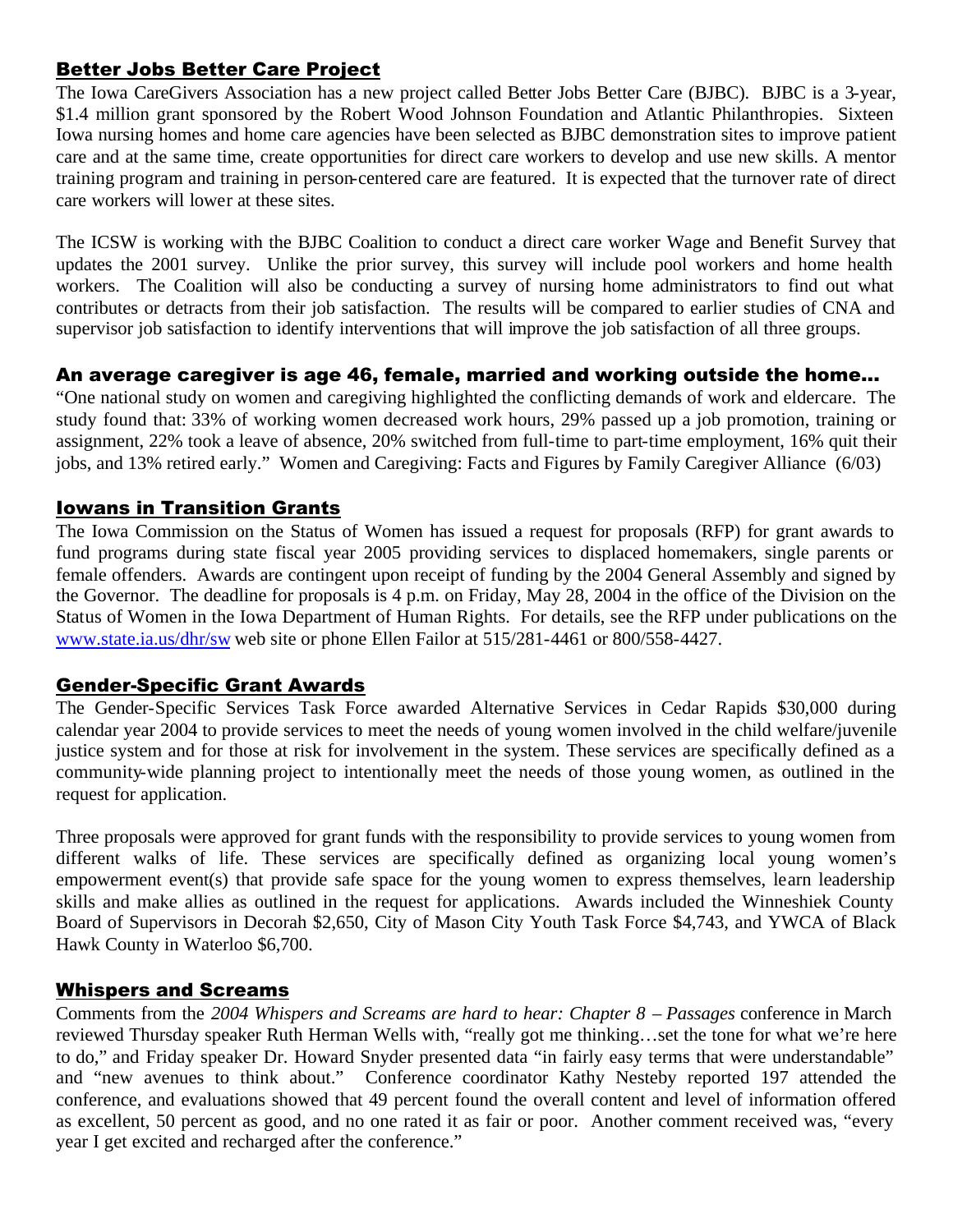## Better Jobs Better Care Project

The Iowa CareGivers Association has a new project called Better Jobs Better Care (BJBC). BJBC is a 3-year, $1.4 million grant sponsored by the Robert Wood Johnson Foundation and Atlantic Philanthropies. Sixteen Iowa nursing homes and home care agencies have been selected as BJBC demonstration sites to improve patient care and at the same time, create opportunities for direct care workers to develop and use new skills. A mentor training program and training in person-centered care are featured. It is expected that the turnover rate of direct care workers will lower at these sites.

The ICSW is working with the BJBC Coalition to conduct a direct care worker Wage and Benefit Survey that updates the 2001 survey. Unlike the prior survey, this survey will include pool workers and home health workers. The Coalition will also be conducting a survey of nursing home administrators to find out what contributes or detracts from their job satisfaction. The results will be compared to earlier studies of CNA and supervisor job satisfaction to identify interventions that will improve the job satisfaction of all three groups.

## An average caregiver is age 46, female, married and working outside the home…

"One national study on women and caregiving highlighted the conflicting demands of work and eldercare. The study found that: 33% of working women decreased work hours, 29% passed up a job promotion, training or assignment, 22% took a leave of absence, 20% switched from full-time to part-time employment, 16% quit their jobs, and 13% retired early." Women and Caregiving: Facts and Figures by Family Caregiver Alliance (6/03)

## Iowans in Transition Grants

The Iowa Commission on the Status of Women has issued a request for proposals (RFP) for grant awards to fund programs during state fiscal year 2005 providing services to displaced homemakers, single parents or female offenders. Awards are contingent upon receipt of funding by the 2004 General Assembly and signed by the Governor. The deadline for proposals is 4 p.m. on Friday, May 28, 2004 in the office of the Division on the Status of Women in the Iowa Department of Human Rights. For details, see the RFP under publications on the www.state.ia.us/dhr/sw web site or phone Ellen Failor at 515/281-4461 or 800/558-4427.

## Gender-Specific Grant Awards

The Gender-Specific Services Task Force awarded Alternative Services in Cedar Rapids $30,000 during calendar year 2004 to provide services to meet the needs of young women involved in the child welfare/juvenile justice system and for those at risk for involvement in the system. These services are specifically defined as a community-wide planning project to intentionally meet the needs of those young women, as outlined in the request for application.

Three proposals were approved for grant funds with the responsibility to provide services to young women from different walks of life. These services are specifically defined as organizing local young women's empowerment event(s) that provide safe space for the young women to express themselves, learn leadership skills and make allies as outlined in the request for applications. Awards included the Winneshiek County Board of Supervisors in Decorah $2,650, City of Mason City Youth Task Force $4,743, and YWCA of Black Hawk County in Waterloo $6,700.

## Whispers and Screams

Comments from the *2004 Whispers and Screams are hard to hear: Chapter 8 – Passages* conference in March reviewed Thursday speaker Ruth Herman Wells with, "really got me thinking…set the tone for what we're here to do," and Friday speaker Dr. Howard Snyder presented data "in fairly easy terms that were understandable" and "new avenues to think about." Conference coordinator Kathy Nesteby reported 197 attended the conference, and evaluations showed that 49 percent found the overall content and level of information offered as excellent, 50 percent as good, and no one rated it as fair or poor. Another comment received was, "every year I get excited and recharged after the conference."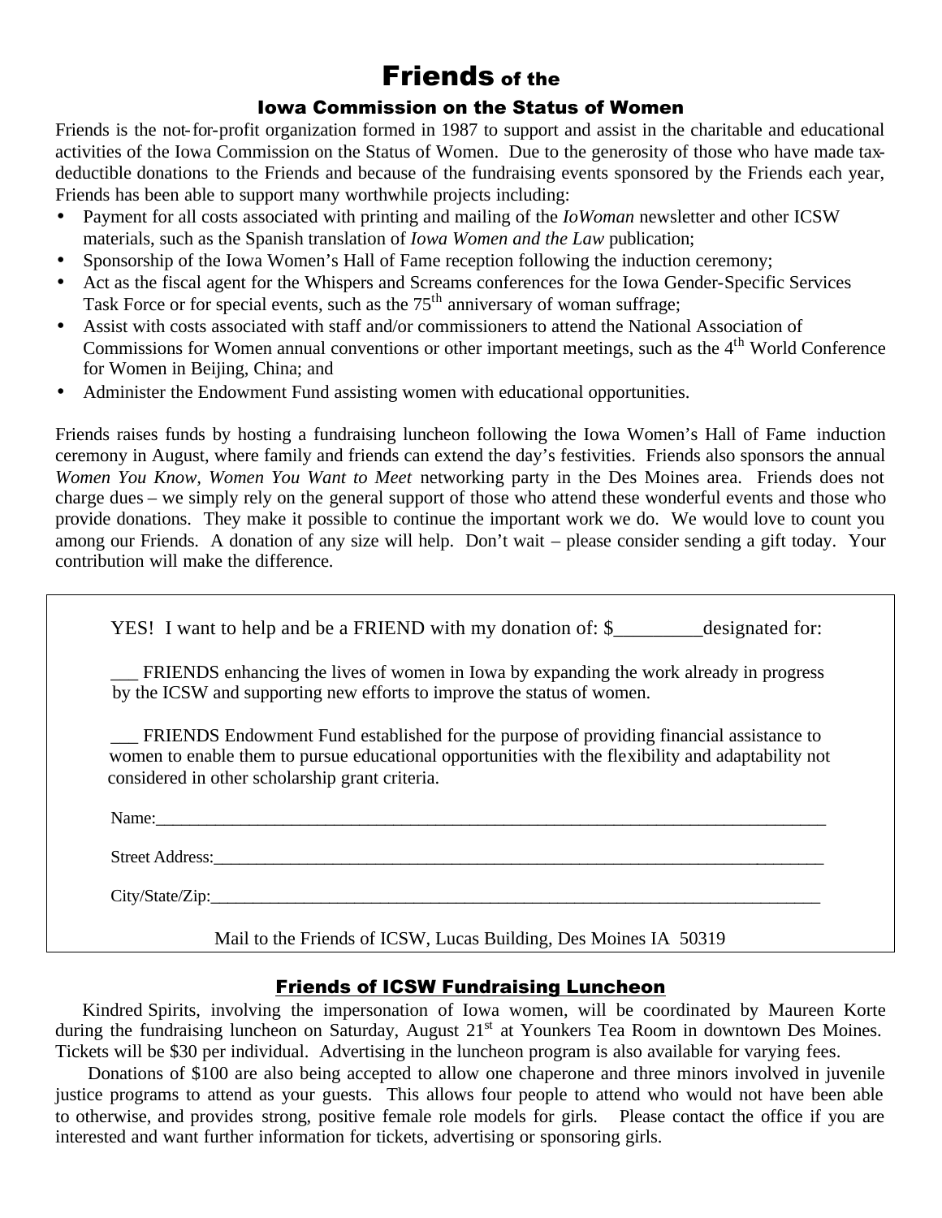# Friends of the

## Iowa Commission on the Status of Women

Friends is the not-for-profit organization formed in 1987 to support and assist in the charitable and educational activities of the Iowa Commission on the Status of Women. Due to the generosity of those who have made tax-deductible donations to the Friends and because of the fundraising events sponsored by the Friends each year, Friends has been able to support many worthwhile projects including:

- Payment for all costs associated with printing and mailing of the *IoWoman* newsletter and other ICSW materials, such as the Spanish translation of *Iowa Women and the Law* publication;
- Sponsorship of the Iowa Women's Hall of Fame reception following the induction ceremony;
- Act as the fiscal agent for the Whispers and Screams conferences for the Iowa Gender-Specific Services Task Force or for special events, such as the 75th anniversary of woman suffrage;
- Assist with costs associated with staff and/or commissioners to attend the National Association of Commissions for Women annual conventions or other important meetings, such as the 4th World Conference for Women in Beijing, China; and
- Administer the Endowment Fund assisting women with educational opportunities.

Friends raises funds by hosting a fundraising luncheon following the Iowa Women's Hall of Fame induction ceremony in August, where family and friends can extend the day's festivities. Friends also sponsors the annual *Women You Know, Women You Want to Meet* networking party in the Des Moines area. Friends does not charge dues – we simply rely on the general support of those who attend these wonderful events and those who provide donations. They make it possible to continue the important work we do. We would love to count you among our Friends. A donation of any size will help. Don't wait – please consider sending a gift today. Your contribution will make the difference.

---

YES! I want to help and be a FRIEND with my donation of: $_________designated for:

___ FRIENDS enhancing the lives of women in Iowa by expanding the work already in progress by the ICSW and supporting new efforts to improve the status of women.

___ FRIENDS Endowment Fund established for the purpose of providing financial assistance to women to enable them to pursue educational opportunities with the flexibility and adaptability not considered in other scholarship grant criteria.

Name:_______________________________________________________________________________

Street Address:________________________________________________________________________

City/State/Zip:_________________________________________________________________________

Mail to the Friends of ICSW, Lucas Building, Des Moines IA 50319

---

## Friends of ICSW Fundraising Luncheon

Kindred Spirits, involving the impersonation of Iowa women, will be coordinated by Maureen Korte during the fundraising luncheon on Saturday, August 21st at Younkers Tea Room in downtown Des Moines. Tickets will be $30 per individual. Advertising in the luncheon program is also available for varying fees.

Donations of $100 are also being accepted to allow one chaperone and three minors involved in juvenile justice programs to attend as your guests. This allows four people to attend who would not have been able to otherwise, and provides strong, positive female role models for girls. Please contact the office if you are interested and want further information for tickets, advertising or sponsoring girls.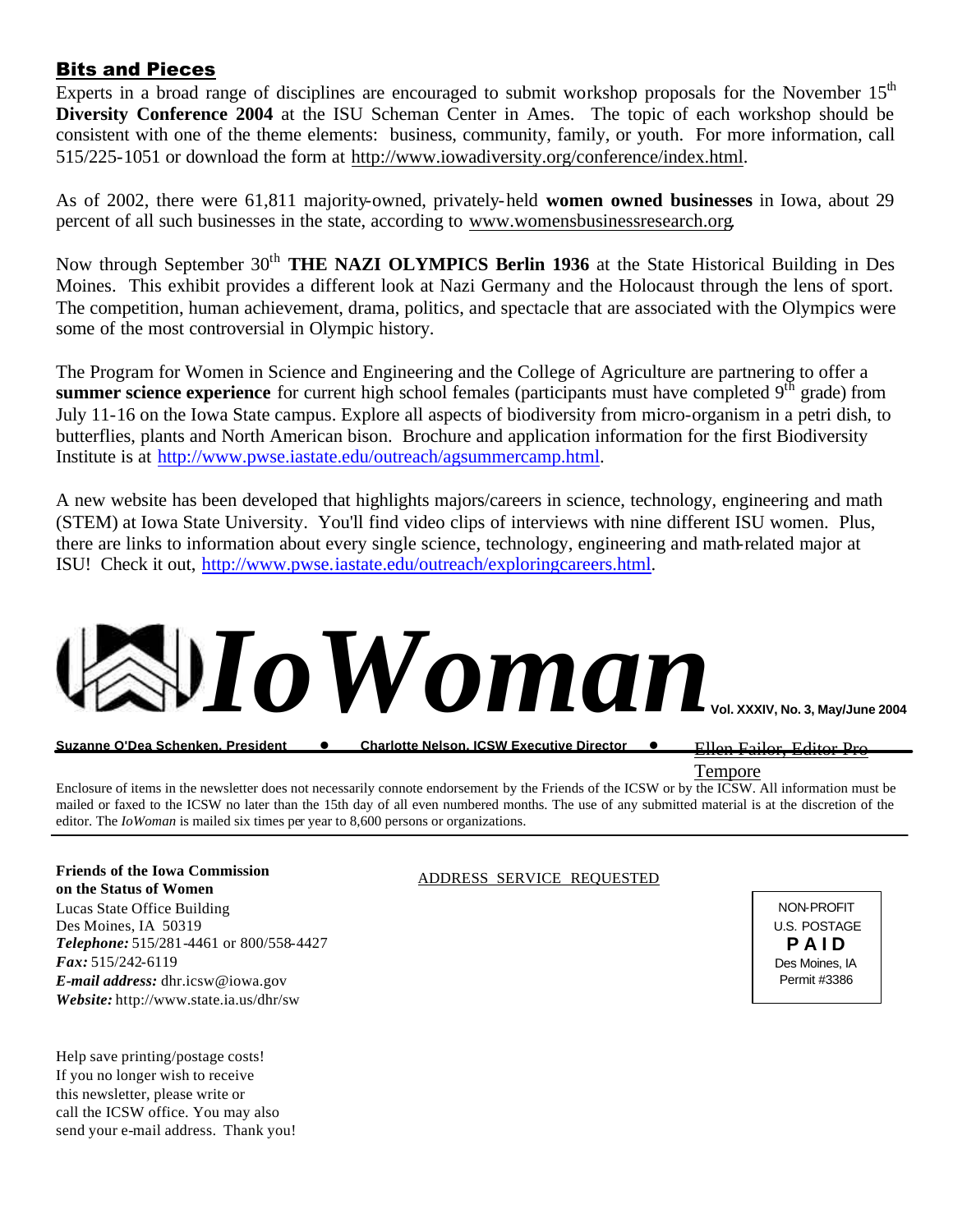## Bits and Pieces

Experts in a broad range of disciplines are encouraged to submit workshop proposals for the November 15th **Diversity Conference 2004** at the ISU Scheman Center in Ames. The topic of each workshop should be consistent with one of the theme elements: business, community, family, or youth. For more information, call 515/225-1051 or download the form at http://www.iowadiversity.org/conference/index.html.

As of 2002, there were 61,811 majority-owned, privately-held **women owned businesses** in Iowa, about 29 percent of all such businesses in the state, according to www.womensbusinessresearch.org.

Now through September 30th **THE NAZI OLYMPICS Berlin 1936** at the State Historical Building in Des Moines. This exhibit provides a different look at Nazi Germany and the Holocaust through the lens of sport. The competition, human achievement, drama, politics, and spectacle that are associated with the Olympics were some of the most controversial in Olympic history.

The Program for Women in Science and Engineering and the College of Agriculture are partnering to offer a **summer science experience** for current high school females (participants must have completed 9th grade) from July 11-16 on the Iowa State campus. Explore all aspects of biodiversity from micro-organism in a petri dish, to butterflies, plants and North American bison. Brochure and application information for the first Biodiversity Institute is at http://www.pwse.iastate.edu/outreach/agsummercamp.html.

A new website has been developed that highlights majors/careers in science, technology, engineering and math (STEM) at Iowa State University. You'll find video clips of interviews with nine different ISU women. Plus, there are links to information about every single science, technology, engineering and math-related major at ISU! Check it out, http://www.pwse.iastate.edu/outreach/exploringcareers.html.

# *IoWoman*

**Vol. XXXIV, No. 3, May/June 2004**

**Suzanne O'Dea Schenken, President** • **Charlotte Nelson, ICSW Executive Director** • Ellen Failor, Editor Pro Tempore

Enclosure of items in the newsletter does not necessarily connote endorsement by the Friends of the ICSW or by the ICSW. All information must be mailed or faxed to the ICSW no later than the 15th day of all even numbered months. The use of any submitted material is at the discretion of the editor. The *IoWoman* is mailed six times per year to 8,600 persons or organizations.

**Friends of the Iowa Commission on the Status of Women**
Lucas State Office Building
Des Moines, IA 50319
***Telephone:*** 515/281-4461 or 800/558-4427
***Fax:*** 515/242-6119
***E-mail address:*** dhr.icsw@iowa.gov
***Website:*** http://www.state.ia.us/dhr/sw

ADDRESS SERVICE REQUESTED

NON-PROFIT
U.S. POSTAGE
**PAID**
Des Moines, IA
Permit #3386

Help save printing/postage costs! If you no longer wish to receive this newsletter, please write or call the ICSW office. You may also send your e-mail address. Thank you!